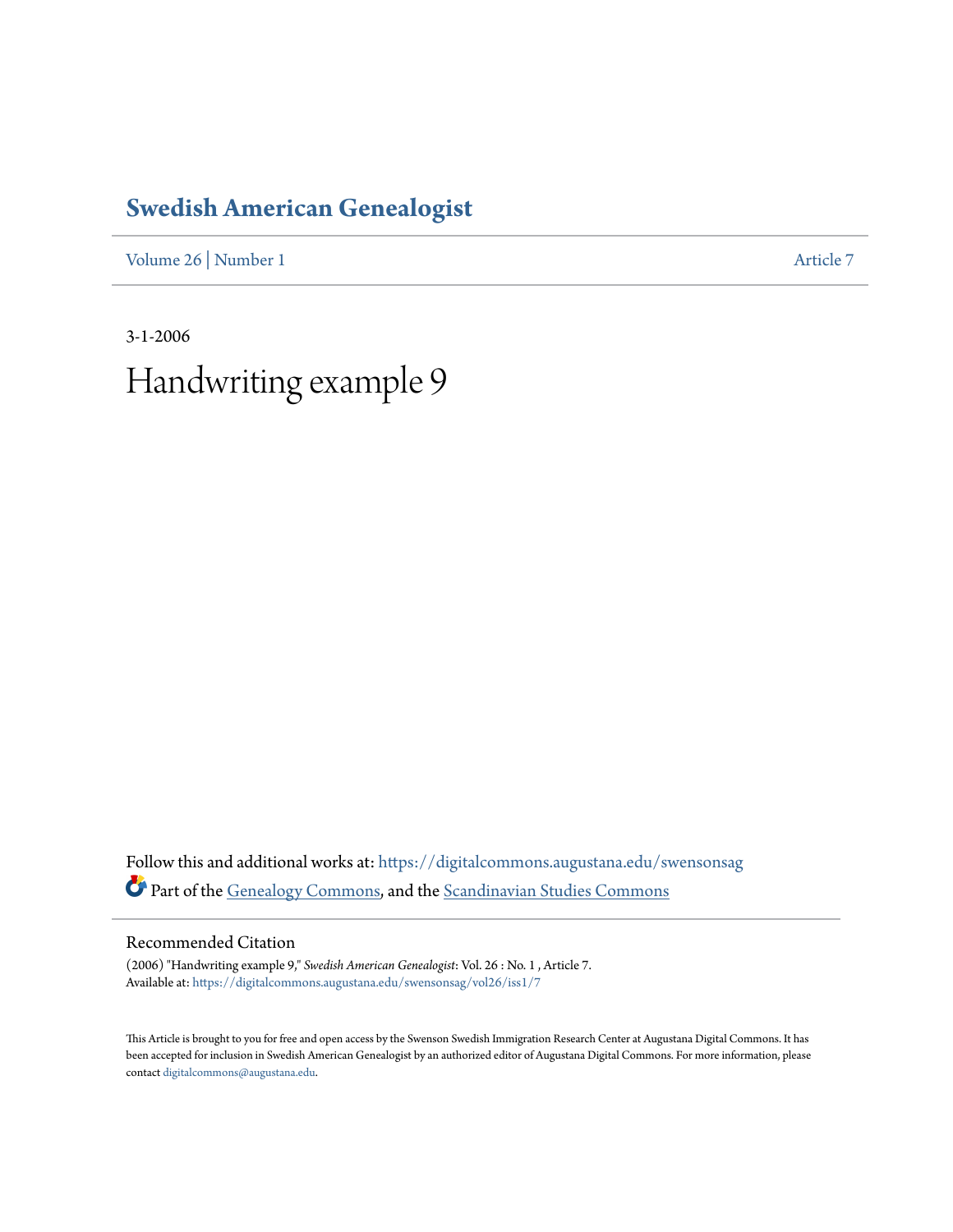# Swedish American Genealogist

Volume 26 | Number 1 Article 7

3-1-2006

# Handwriting example 9

Follow this and additional works at: https://digitalcommons.augustana.edu/swensonsag

Part of the Genealogy Commons, and the Scandinavian Studies Commons

## Recommended Citation

(2006) "Handwriting example 9," *Swedish American Genealogist*: Vol. 26 : No. 1 , Article 7.
Available at: https://digitalcommons.augustana.edu/swensonsag/vol26/iss1/7

This Article is brought to you for free and open access by the Swenson Swedish Immigration Research Center at Augustana Digital Commons. It has been accepted for inclusion in Swedish American Genealogist by an authorized editor of Augustana Digital Commons. For more information, please contact digitalcommons@augustana.edu.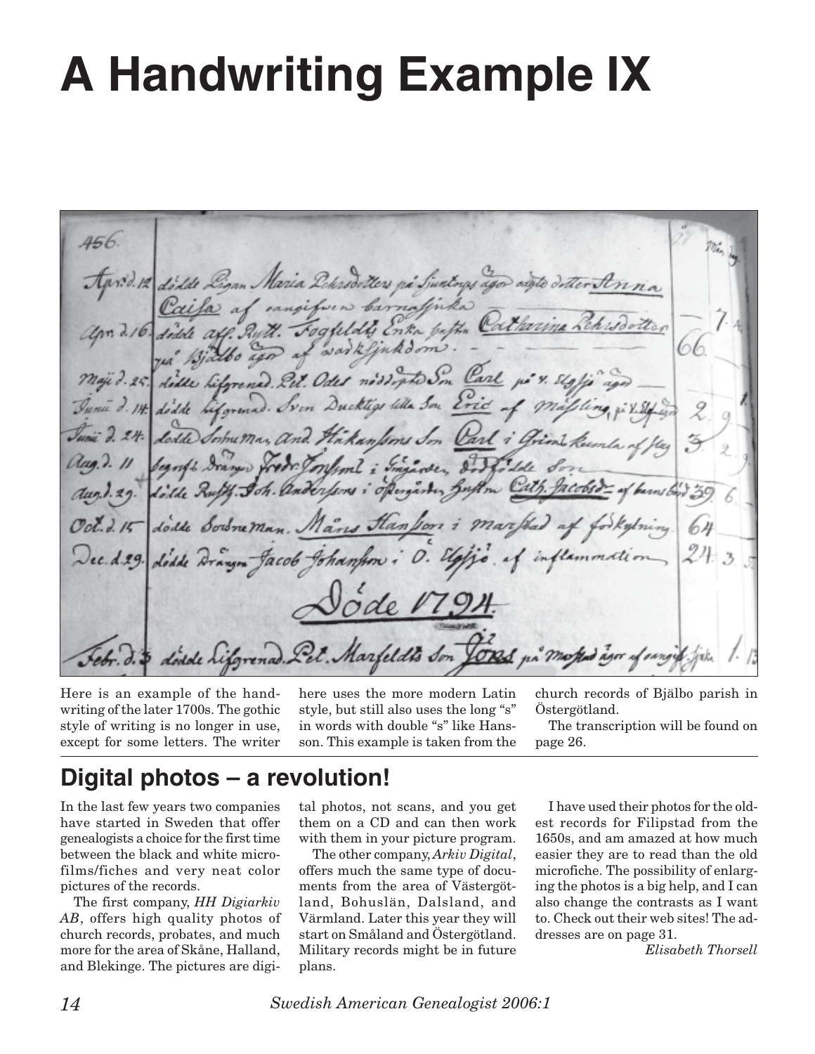# A Handwriting Example IX

Here is an example of the handwriting of the later 1700s. The gothic style of writing is no longer in use, except for some letters. The writer here uses the more modern Latin style, but still also uses the long "s" in words with double "s" like Hansson. This example is taken from the church records of Bjälbo parish in Östergötland.

The transcription will be found on page 26.

## Digital photos – a revolution!

In the last few years two companies have started in Sweden that offer genealogists a choice for the first time between the black and white microfilms/fiches and very neat color pictures of the records.

The first company, *HH Digiarkiv AB*, offers high quality photos of church records, probates, and much more for the area of Skåne, Halland, and Blekinge. The pictures are digital photos, not scans, and you get them on a CD and can then work with them in your picture program.

The other company, *Arkiv Digital*, offers much the same type of documents from the area of Västergötland, Bohuslän, Dalsland, and Värmland. Later this year they will start on Småland and Östergötland. Military records might be in future plans.

I have used their photos for the oldest records for Filipstad from the 1650s, and am amazed at how much easier they are to read than the old microfiche. The possibility of enlarging the photos is a big help, and I can also change the contrasts as I want to. Check out their web sites! The addresses are on page 31.

*Elisabeth Thorsell*